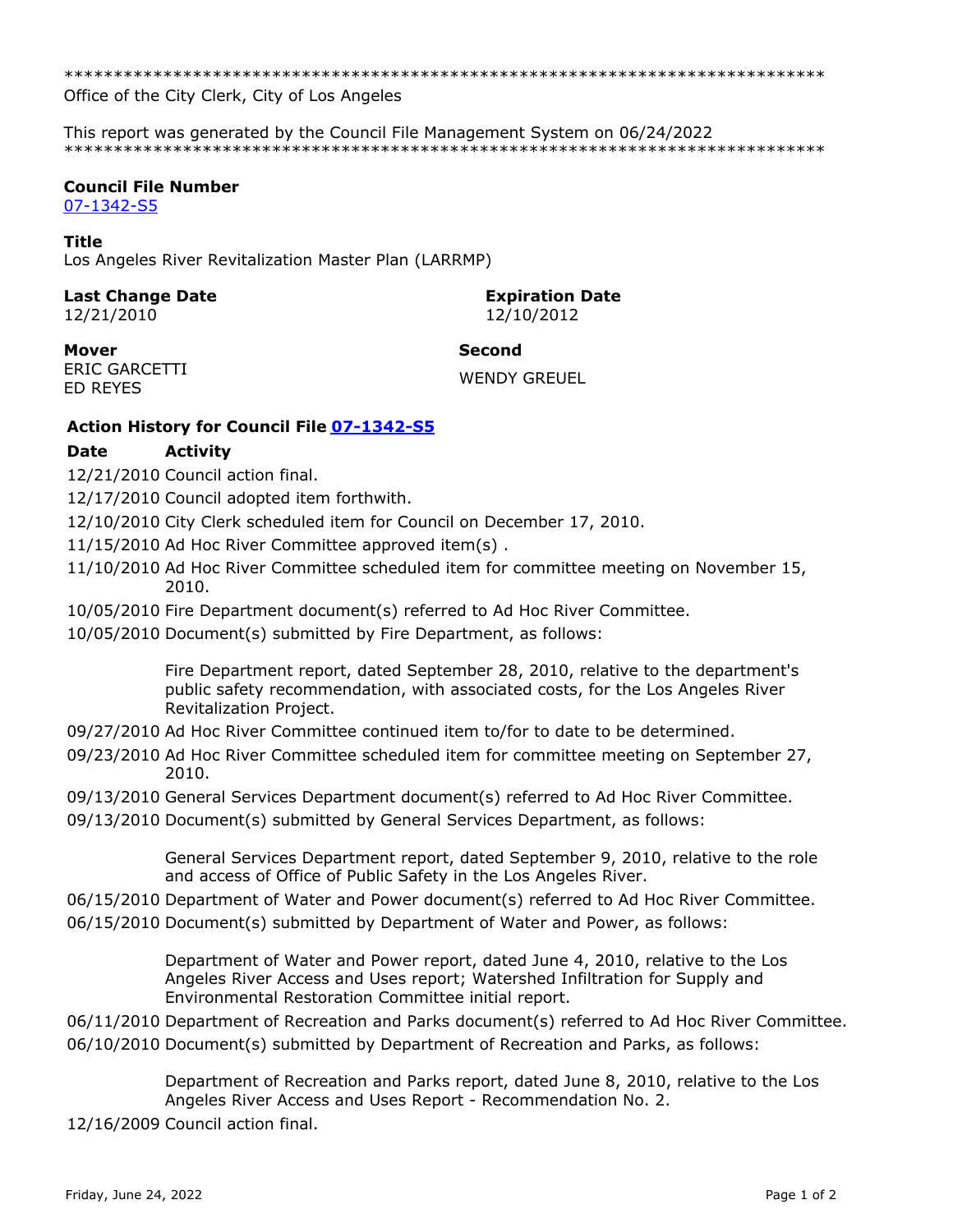******************************************************************************
Office of the City Clerk, City of Los Angeles

This report was generated by the Council File Management System on 06/24/2022
******************************************************************************

**Council File Number**
07-1342-S5

**Title**
Los Angeles River Revitalization Master Plan (LARRMP)

**Last Change Date**
12/21/2010

**Expiration Date**
12/10/2012

**Mover**
ERIC GARCETTI
ED REYES

**Second**
WENDY GREUEL

**Action History for Council File 07-1342-S5**

| Date | Activity |
|---|---|
| 12/21/2010 | Council action final. |
| 12/17/2010 | Council adopted item forthwith. |
| 12/10/2010 | City Clerk scheduled item for Council on December 17, 2010. |
| 11/15/2010 | Ad Hoc River Committee approved item(s) . |
| 11/10/2010 | Ad Hoc River Committee scheduled item for committee meeting on November 15, 2010. |
| 10/05/2010 | Fire Department document(s) referred to Ad Hoc River Committee. |
| 10/05/2010 | Document(s) submitted by Fire Department, as follows:<br><br>Fire Department report, dated September 28, 2010, relative to the department's public safety recommendation, with associated costs, for the Los Angeles River Revitalization Project. |
| 09/27/2010 | Ad Hoc River Committee continued item to/for to date to be determined. |
| 09/23/2010 | Ad Hoc River Committee scheduled item for committee meeting on September 27, 2010. |
| 09/13/2010 | General Services Department document(s) referred to Ad Hoc River Committee. |
| 09/13/2010 | Document(s) submitted by General Services Department, as follows:<br><br>General Services Department report, dated September 9, 2010, relative to the role and access of Office of Public Safety in the Los Angeles River. |
| 06/15/2010 | Department of Water and Power document(s) referred to Ad Hoc River Committee. |
| 06/15/2010 | Document(s) submitted by Department of Water and Power, as follows:<br><br>Department of Water and Power report, dated June 4, 2010, relative to the Los Angeles River Access and Uses report; Watershed Infiltration for Supply and Environmental Restoration Committee initial report. |
| 06/11/2010 | Department of Recreation and Parks document(s) referred to Ad Hoc River Committee. |
| 06/10/2010 | Document(s) submitted by Department of Recreation and Parks, as follows:<br><br>Department of Recreation and Parks report, dated June 8, 2010, relative to the Los Angeles River Access and Uses Report - Recommendation No. 2. |
| 12/16/2009 | Council action final. |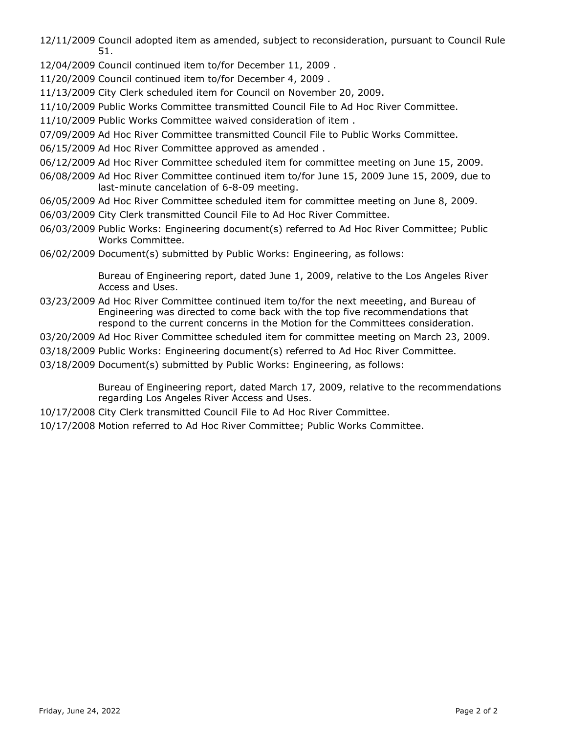12/11/2009 Council adopted item as amended, subject to reconsideration, pursuant to Council Rule 51.

12/04/2009 Council continued item to/for December 11, 2009 .

11/20/2009 Council continued item to/for December 4, 2009 .

11/13/2009 City Clerk scheduled item for Council on November 20, 2009.

11/10/2009 Public Works Committee transmitted Council File to Ad Hoc River Committee.

11/10/2009 Public Works Committee waived consideration of item .

07/09/2009 Ad Hoc River Committee transmitted Council File to Public Works Committee.

06/15/2009 Ad Hoc River Committee approved as amended .

06/12/2009 Ad Hoc River Committee scheduled item for committee meeting on June 15, 2009.

06/08/2009 Ad Hoc River Committee continued item to/for June 15, 2009 June 15, 2009, due to last-minute cancelation of 6-8-09 meeting.

06/05/2009 Ad Hoc River Committee scheduled item for committee meeting on June 8, 2009.

06/03/2009 City Clerk transmitted Council File to Ad Hoc River Committee.

06/03/2009 Public Works: Engineering document(s) referred to Ad Hoc River Committee; Public Works Committee.

06/02/2009 Document(s) submitted by Public Works: Engineering, as follows:

Bureau of Engineering report, dated June 1, 2009, relative to the Los Angeles River Access and Uses.

03/23/2009 Ad Hoc River Committee continued item to/for the next meeeting, and Bureau of Engineering was directed to come back with the top five recommendations that respond to the current concerns in the Motion for the Committees consideration.

03/20/2009 Ad Hoc River Committee scheduled item for committee meeting on March 23, 2009.

03/18/2009 Public Works: Engineering document(s) referred to Ad Hoc River Committee.

03/18/2009 Document(s) submitted by Public Works: Engineering, as follows:

Bureau of Engineering report, dated March 17, 2009, relative to the recommendations regarding Los Angeles River Access and Uses.

10/17/2008 City Clerk transmitted Council File to Ad Hoc River Committee.

10/17/2008 Motion referred to Ad Hoc River Committee; Public Works Committee.